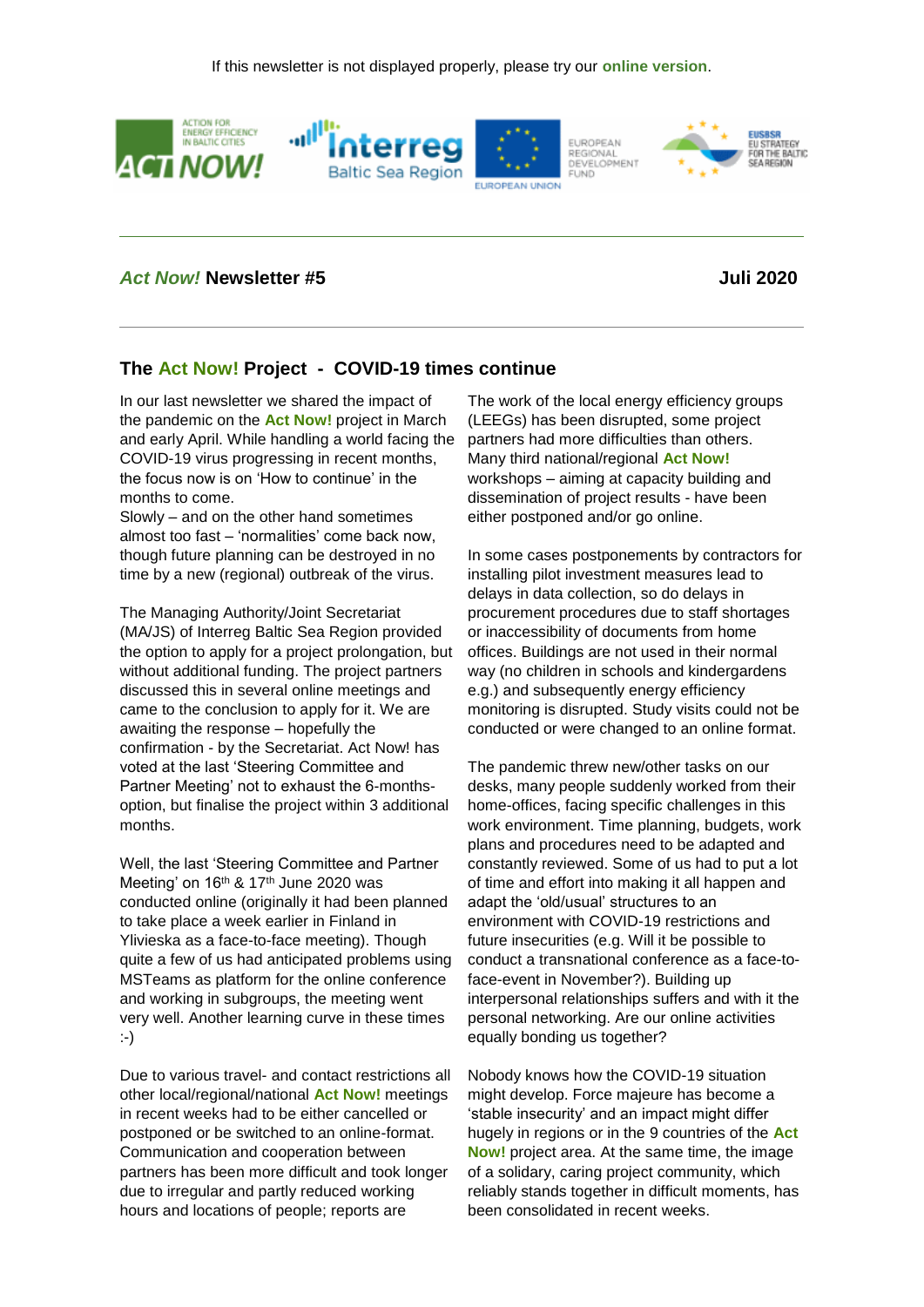If this newsletter is not displayed properly, please try our **online version**.

## *Act Now!* Newsletter #5 — Juli 2020

### The Act Now! Project - COVID-19 times continue

In our last newsletter we shared the impact of the pandemic on the **Act Now!** project in March and early April. While handling a world facing the COVID-19 virus progressing in recent months, the focus now is on 'How to continue' in the months to come.
Slowly – and on the other hand sometimes almost too fast – 'normalities' come back now, though future planning can be destroyed in no time by a new (regional) outbreak of the virus.

The Managing Authority/Joint Secretariat (MA/JS) of Interreg Baltic Sea Region provided the option to apply for a project prolongation, but without additional funding. The project partners discussed this in several online meetings and came to the conclusion to apply for it. We are awaiting the response – hopefully the confirmation - by the Secretariat. Act Now! has voted at the last 'Steering Committee and Partner Meeting' not to exhaust the 6-months-option, but finalise the project within 3 additional months.

Well, the last 'Steering Committee and Partner Meeting' on 16th & 17th June 2020 was conducted online (originally it had been planned to take place a week earlier in Finland in Ylivieska as a face-to-face meeting). Though quite a few of us had anticipated problems using MSTeams as platform for the online conference and working in subgroups, the meeting went very well. Another learning curve in these times :-)

Due to various travel- and contact restrictions all other local/regional/national **Act Now!** meetings in recent weeks had to be either cancelled or postponed or be switched to an online-format. Communication and cooperation between partners has been more difficult and took longer due to irregular and partly reduced working hours and locations of people; reports are

The work of the local energy efficiency groups (LEEGs) has been disrupted, some project partners had more difficulties than others. Many third national/regional **Act Now!** workshops – aiming at capacity building and dissemination of project results - have been either postponed and/or go online.

In some cases postponements by contractors for installing pilot investment measures lead to delays in data collection, so do delays in procurement procedures due to staff shortages or inaccessibility of documents from home offices. Buildings are not used in their normal way (no children in schools and kindergardens e.g.) and subsequently energy efficiency monitoring is disrupted. Study visits could not be conducted or were changed to an online format.

The pandemic threw new/other tasks on our desks, many people suddenly worked from their home-offices, facing specific challenges in this work environment. Time planning, budgets, work plans and procedures need to be adapted and constantly reviewed. Some of us had to put a lot of time and effort into making it all happen and adapt the 'old/usual' structures to an environment with COVID-19 restrictions and future insecurities (e.g. Will it be possible to conduct a transnational conference as a face-to-face-event in November?). Building up interpersonal relationships suffers and with it the personal networking. Are our online activities equally bonding us together?

Nobody knows how the COVID-19 situation might develop. Force majeure has become a 'stable insecurity' and an impact might differ hugely in regions or in the 9 countries of the **Act Now!** project area. At the same time, the image of a solidary, caring project community, which reliably stands together in difficult moments, has been consolidated in recent weeks.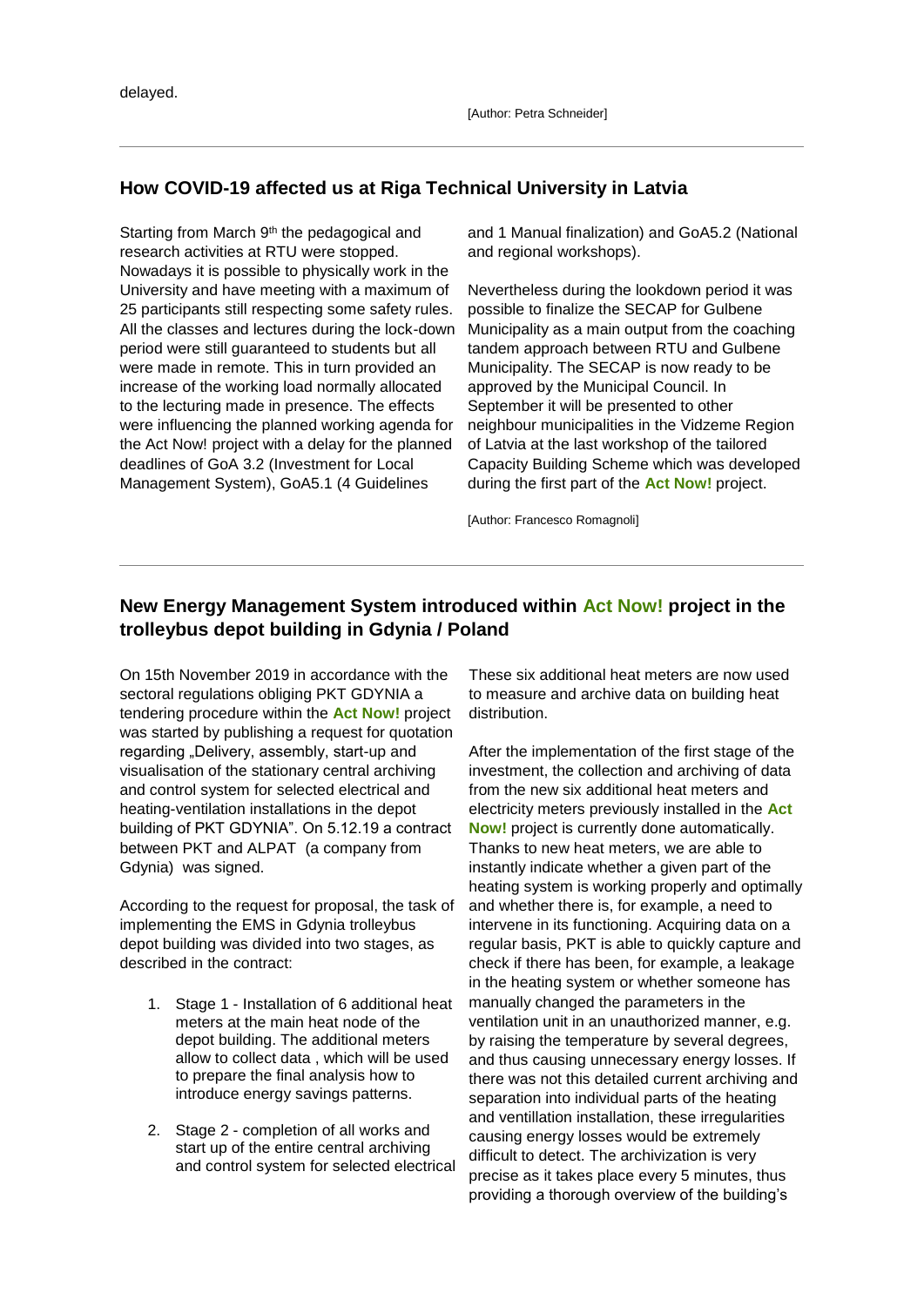delayed.

[Author: Petra Schneider]

---

## How COVID-19 affected us at Riga Technical University in Latvia

Starting from March 9th the pedagogical and research activities at RTU were stopped. Nowadays it is possible to physically work in the University and have meeting with a maximum of 25 participants still respecting some safety rules. All the classes and lectures during the lock-down period were still guaranteed to students but all were made in remote. This in turn provided an increase of the working load normally allocated to the lecturing made in presence. The effects were influencing the planned working agenda for the Act Now! project with a delay for the planned deadlines of GoA 3.2 (Investment for Local Management System), GoA5.1 (4 Guidelines and 1 Manual finalization) and GoA5.2 (National and regional workshops).

Nevertheless during the lookdown period it was possible to finalize the SECAP for Gulbene Municipality as a main output from the coaching tandem approach between RTU and Gulbene Municipality. The SECAP is now ready to be approved by the Municipal Council. In September it will be presented to other neighbour municipalities in the Vidzeme Region of Latvia at the last workshop of the tailored Capacity Building Scheme which was developed during the first part of the **Act Now!** project.

[Author: Francesco Romagnoli]

---

## New Energy Management System introduced within Act Now! project in the trolleybus depot building in Gdynia / Poland

On 15th November 2019 in accordance with the sectoral regulations obliging PKT GDYNIA a tendering procedure within the **Act Now!** project was started by publishing a request for quotation regarding „Delivery, assembly, start-up and visualisation of the stationary central archiving and control system for selected electrical and heating-ventilation installations in the depot building of PKT GDYNIA". On 5.12.19 a contract between PKT and ALPAT (a company from Gdynia) was signed.

According to the request for proposal, the task of implementing the EMS in Gdynia trolleybus depot building was divided into two stages, as described in the contract:

1. Stage 1 - Installation of 6 additional heat meters at the main heat node of the depot building. The additional meters allow to collect data , which will be used to prepare the final analysis how to introduce energy savings patterns.
2. Stage 2 - completion of all works and start up of the entire central archiving and control system for selected electrical

These six additional heat meters are now used to measure and archive data on building heat distribution.

After the implementation of the first stage of the investment, the collection and archiving of data from the new six additional heat meters and electricity meters previously installed in the **Act Now!** project is currently done automatically. Thanks to new heat meters, we are able to instantly indicate whether a given part of the heating system is working properly and optimally and whether there is, for example, a need to intervene in its functioning. Acquiring data on a regular basis, PKT is able to quickly capture and check if there has been, for example, a leakage in the heating system or whether someone has manually changed the parameters in the ventilation unit in an unauthorized manner, e.g. by raising the temperature by several degrees, and thus causing unnecessary energy losses. If there was not this detailed current archiving and separation into individual parts of the heating and ventillation installation, these irregularities causing energy losses would be extremely difficult to detect. The archivization is very precise as it takes place every 5 minutes, thus providing a thorough overview of the building's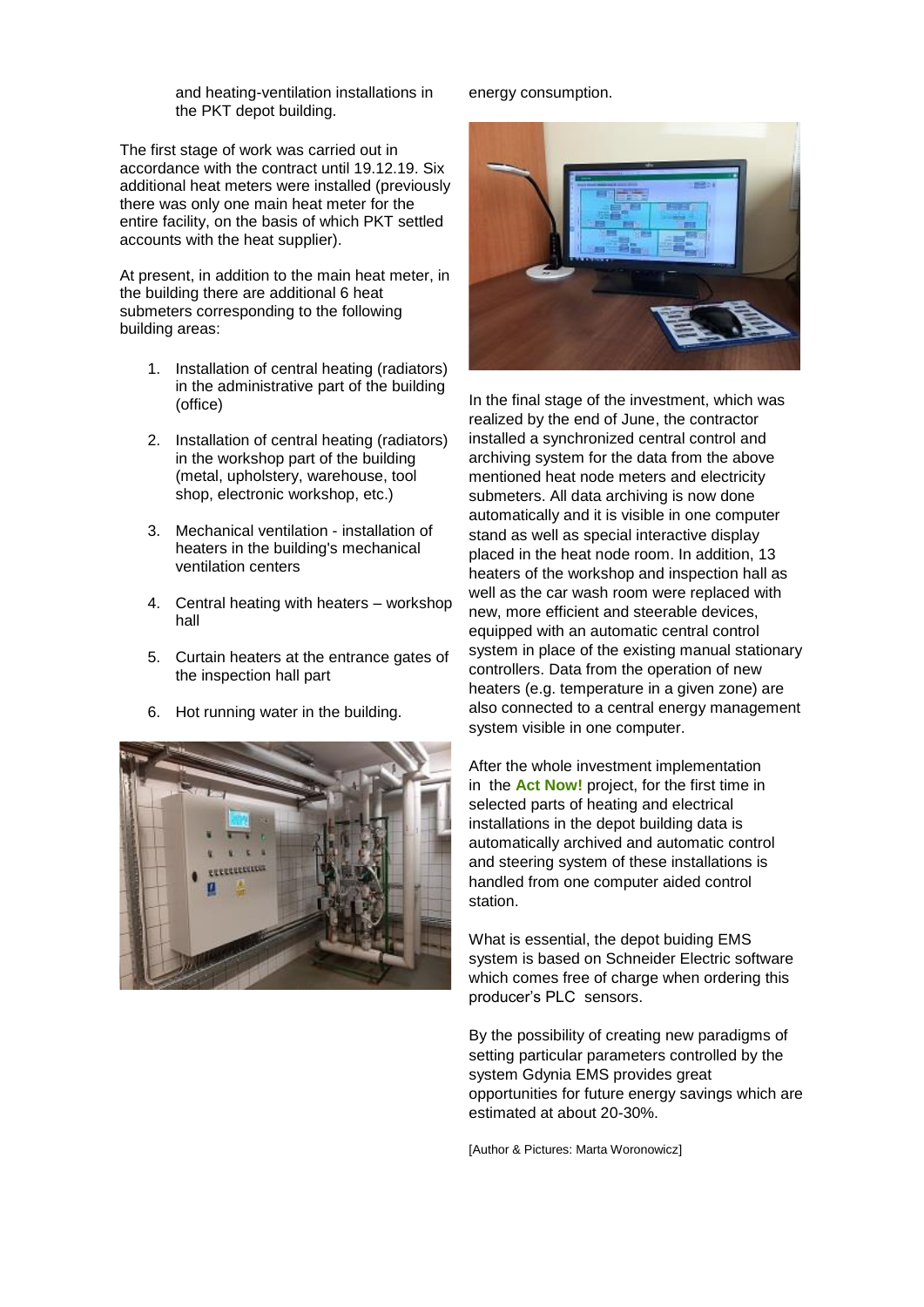and heating-ventilation installations in the PKT depot building.

The first stage of work was carried out in accordance with the contract until 19.12.19. Six additional heat meters were installed (previously there was only one main heat meter for the entire facility, on the basis of which PKT settled accounts with the heat supplier).

At present, in addition to the main heat meter, in the building there are additional 6 heat submeters corresponding to the following building areas:

1. Installation of central heating (radiators) in the administrative part of the building (office)
2. Installation of central heating (radiators) in the workshop part of the building (metal, upholstery, warehouse, tool shop, electronic workshop, etc.)
3. Mechanical ventilation - installation of heaters in the building's mechanical ventilation centers
4. Central heating with heaters – workshop hall
5. Curtain heaters at the entrance gates of the inspection hall part
6. Hot running water in the building.

energy consumption.

In the final stage of the investment, which was realized by the end of June, the contractor installed a synchronized central control and archiving system for the data from the above mentioned heat node meters and electricity submeters. All data archiving is now done automatically and it is visible in one computer stand as well as special interactive display placed in the heat node room. In addition, 13 heaters of the workshop and inspection hall as well as the car wash room were replaced with new, more efficient and steerable devices, equipped with an automatic central control system in place of the existing manual stationary controllers. Data from the operation of new heaters (e.g. temperature in a given zone) are also connected to a central energy management system visible in one computer.

After the whole investment implementation in the **Act Now!** project, for the first time in selected parts of heating and electrical installations in the depot building data is automatically archived and automatic control and steering system of these installations is handled from one computer aided control station.

What is essential, the depot buiding EMS system is based on Schneider Electric software which comes free of charge when ordering this producer's PLC sensors.

By the possibility of creating new paradigms of setting particular parameters controlled by the system Gdynia EMS provides great opportunities for future energy savings which are estimated at about 20-30%.

[Author & Pictures: Marta Woronowicz]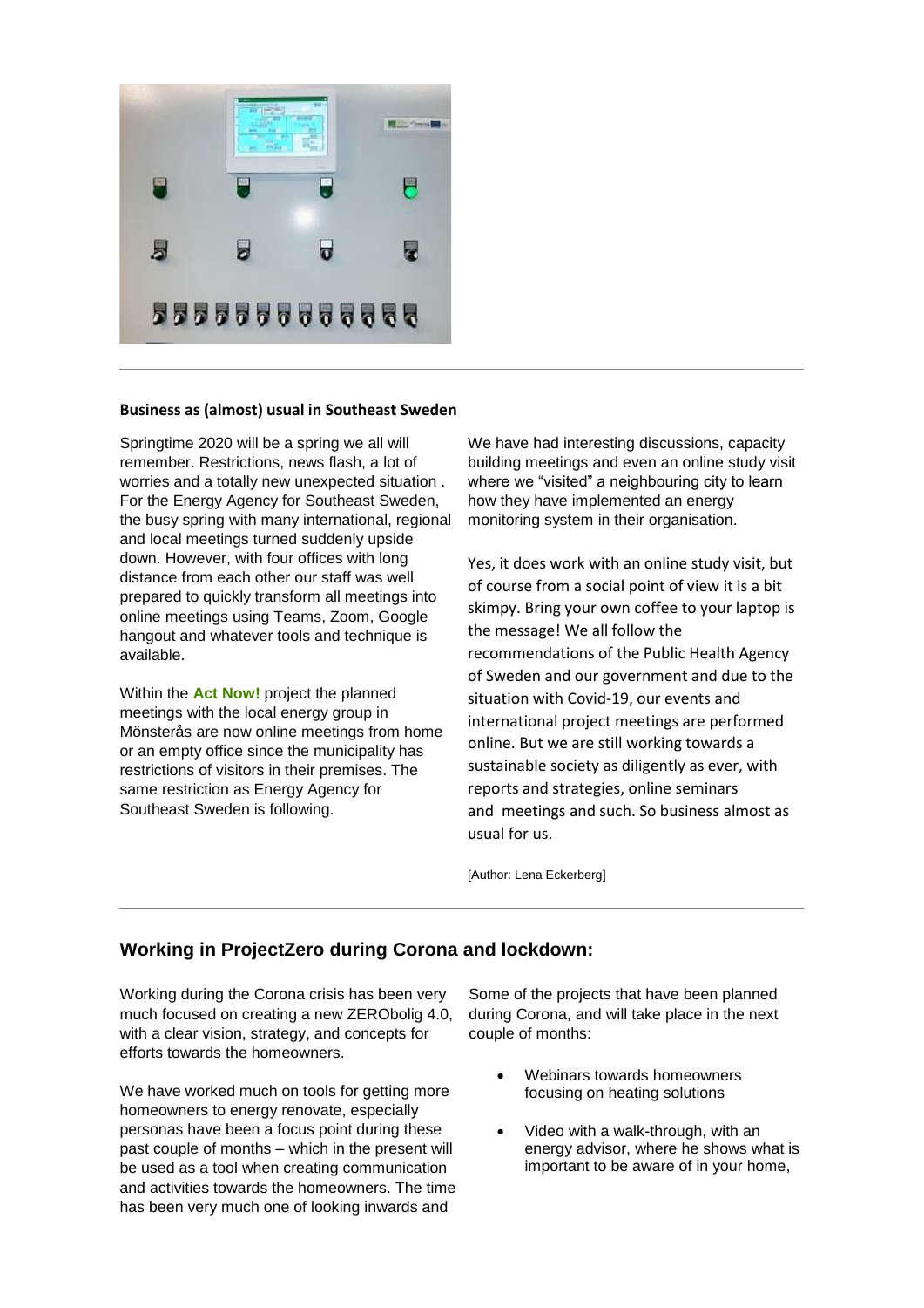**Business as (almost) usual in Southeast Sweden**

Springtime 2020 will be a spring we all will remember. Restrictions, news flash, a lot of worries and a totally new unexpected situation . For the Energy Agency for Southeast Sweden, the busy spring with many international, regional and local meetings turned suddenly upside down. However, with four offices with long distance from each other our staff was well prepared to quickly transform all meetings into online meetings using Teams, Zoom, Google hangout and whatever tools and technique is available.

Within the **Act Now!** project the planned meetings with the local energy group in Mönsterås are now online meetings from home or an empty office since the municipality has restrictions of visitors in their premises. The same restriction as Energy Agency for Southeast Sweden is following.

We have had interesting discussions, capacity building meetings and even an online study visit where we "visited" a neighbouring city to learn how they have implemented an energy monitoring system in their organisation.

Yes, it does work with an online study visit, but of course from a social point of view it is a bit skimpy. Bring your own coffee to your laptop is the message! We all follow the recommendations of the Public Health Agency of Sweden and our government and due to the situation with Covid-19, our events and international project meetings are performed online. But we are still working towards a sustainable society as diligently as ever, with reports and strategies, online seminars and meetings and such. So business almost as usual for us.

[Author: Lena Eckerberg]

---

## Working in ProjectZero during Corona and lockdown:

Working during the Corona crisis has been very much focused on creating a new ZERObolig 4.0, with a clear vision, strategy, and concepts for efforts towards the homeowners.

We have worked much on tools for getting more homeowners to energy renovate, especially personas have been a focus point during these past couple of months – which in the present will be used as a tool when creating communication and activities towards the homeowners. The time has been very much one of looking inwards and

Some of the projects that have been planned during Corona, and will take place in the next couple of months:

- Webinars towards homeowners focusing on heating solutions
- Video with a walk-through, with an energy advisor, where he shows what is important to be aware of in your home,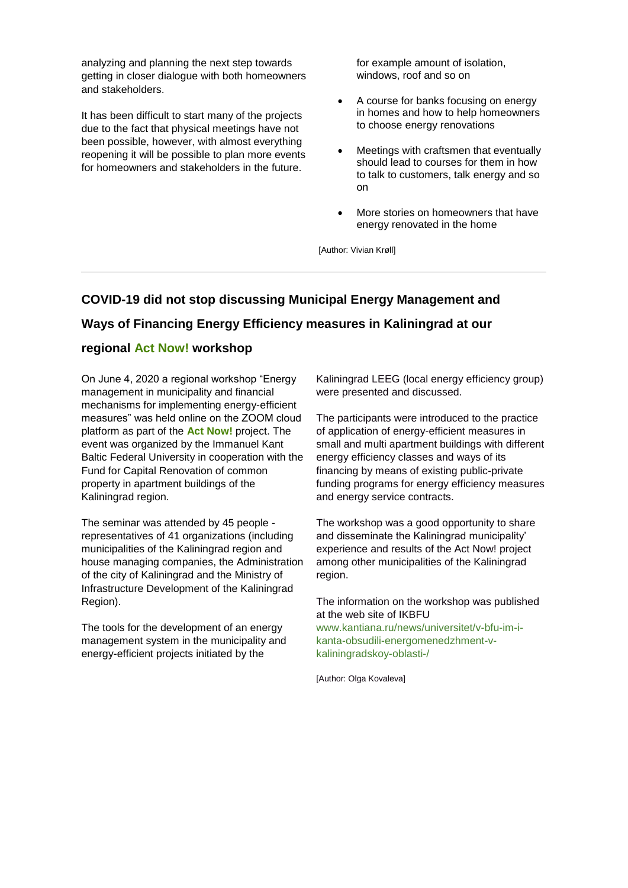analyzing and planning the next step towards getting in closer dialogue with both homeowners and stakeholders.

It has been difficult to start many of the projects due to the fact that physical meetings have not been possible, however, with almost everything reopening it will be possible to plan more events for homeowners and stakeholders in the future.

for example amount of isolation, windows, roof and so on

- A course for banks focusing on energy in homes and how to help homeowners to choose energy renovations
- Meetings with craftsmen that eventually should lead to courses for them in how to talk to customers, talk energy and so on
- More stories on homeowners that have energy renovated in the home

[Author: Vivian Krøll]

---

## COVID-19 did not stop discussing Municipal Energy Management and Ways of Financing Energy Efficiency measures in Kaliningrad at our regional Act Now! workshop

On June 4, 2020 a regional workshop "Energy management in municipality and financial mechanisms for implementing energy-efficient measures" was held online on the ZOOM cloud platform as part of the **Act Now!** project. The event was organized by the Immanuel Kant Baltic Federal University in cooperation with the Fund for Capital Renovation of common property in apartment buildings of the Kaliningrad region.

The seminar was attended by 45 people - representatives of 41 organizations (including municipalities of the Kaliningrad region and house managing companies, the Administration of the city of Kaliningrad and the Ministry of Infrastructure Development of the Kaliningrad Region).

The tools for the development of an energy management system in the municipality and energy-efficient projects initiated by the Kaliningrad LEEG (local energy efficiency group) were presented and discussed.

The participants were introduced to the practice of application of energy-efficient measures in small and multi apartment buildings with different energy efficiency classes and ways of its financing by means of existing public-private funding programs for energy efficiency measures and energy service contracts.

The workshop was a good opportunity to share and disseminate the Kaliningrad municipality' experience and results of the Act Now! project among other municipalities of the Kaliningrad region.

The information on the workshop was published at the web site of IKBFU www.kantiana.ru/news/universitet/v-bfu-im-i-kanta-obsudili-energomenedzhment-v-kaliningradskoy-oblasti-/

[Author: Olga Kovaleva]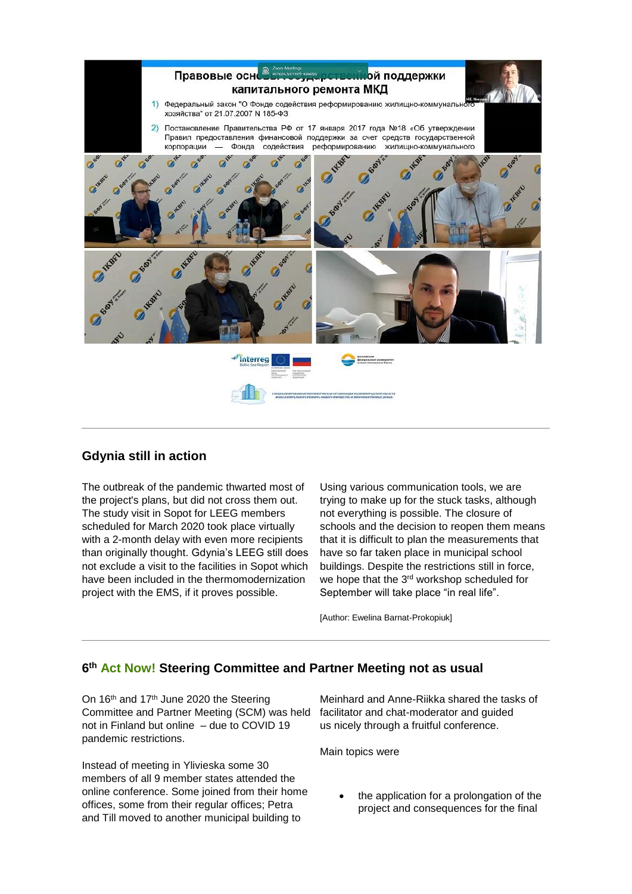## Gdynia still in action

The outbreak of the pandemic thwarted most of the project's plans, but did not cross them out. The study visit in Sopot for LEEG members scheduled for March 2020 took place virtually with a 2-month delay with even more recipients than originally thought. Gdynia's LEEG still does not exclude a visit to the facilities in Sopot which have been included in the thermomodernization project with the EMS, if it proves possible.

Using various communication tools, we are trying to make up for the stuck tasks, although not everything is possible. The closure of schools and the decision to reopen them means that it is difficult to plan the measurements that have so far taken place in municipal school buildings. Despite the restrictions still in force, we hope that the 3rd workshop scheduled for September will take place "in real life".

[Author: Ewelina Barnat-Prokopiuk]

---

## 6th Act Now! Steering Committee and Partner Meeting not as usual

On 16th and 17th June 2020 the Steering Committee and Partner Meeting (SCM) was held not in Finland but online – due to COVID 19 pandemic restrictions.

Instead of meeting in Ylivieska some 30 members of all 9 member states attended the online conference. Some joined from their home offices, some from their regular offices; Petra and Till moved to another municipal building to

Meinhard and Anne-Riikka shared the tasks of facilitator and chat-moderator and guided us nicely through a fruitful conference.

Main topics were

- the application for a prolongation of the project and consequences for the final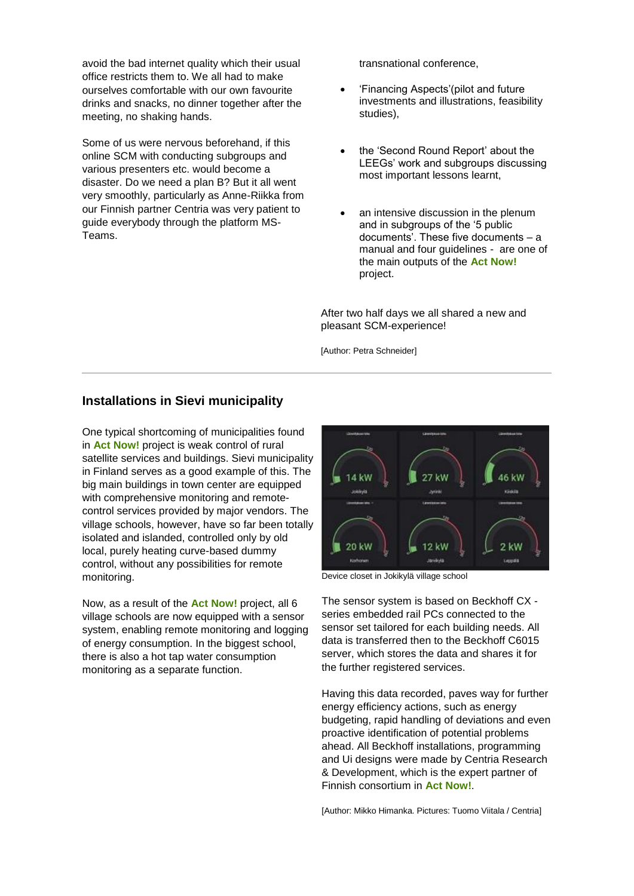avoid the bad internet quality which their usual office restricts them to. We all had to make ourselves comfortable with our own favourite drinks and snacks, no dinner together after the meeting, no shaking hands.

Some of us were nervous beforehand, if this online SCM with conducting subgroups and various presenters etc. would become a disaster. Do we need a plan B? But it all went very smoothly, particularly as Anne-Riikka from our Finnish partner Centria was very patient to guide everybody through the platform MS-Teams.

transnational conference,

- 'Financing Aspects'(pilot and future investments and illustrations, feasibility studies),
- the 'Second Round Report' about the LEEGs' work and subgroups discussing most important lessons learnt,
- an intensive discussion in the plenum and in subgroups of the '5 public documents'. These five documents – a manual and four guidelines - are one of the main outputs of the **Act Now!** project.

After two half days we all shared a new and pleasant SCM-experience!

[Author: Petra Schneider]

---

## Installations in Sievi municipality

One typical shortcoming of municipalities found in **Act Now!** project is weak control of rural satellite services and buildings. Sievi municipality in Finland serves as a good example of this. The big main buildings in town center are equipped with comprehensive monitoring and remote-control services provided by major vendors. The village schools, however, have so far been totally isolated and islanded, controlled only by old local, purely heating curve-based dummy control, without any possibilities for remote monitoring.

Now, as a result of the **Act Now!** project, all 6 village schools are now equipped with a sensor system, enabling remote monitoring and logging of energy consumption. In the biggest school, there is also a hot tap water consumption monitoring as a separate function.

Device closet in Jokikylä village school

The sensor system is based on Beckhoff CX - series embedded rail PCs connected to the sensor set tailored for each building needs. All data is transferred then to the Beckhoff C6015 server, which stores the data and shares it for the further registered services.

Having this data recorded, paves way for further energy efficiency actions, such as energy budgeting, rapid handling of deviations and even proactive identification of potential problems ahead. All Beckhoff installations, programming and Ui designs were made by Centria Research & Development, which is the expert partner of Finnish consortium in **Act Now!**.

[Author: Mikko Himanka. Pictures: Tuomo Viitala / Centria]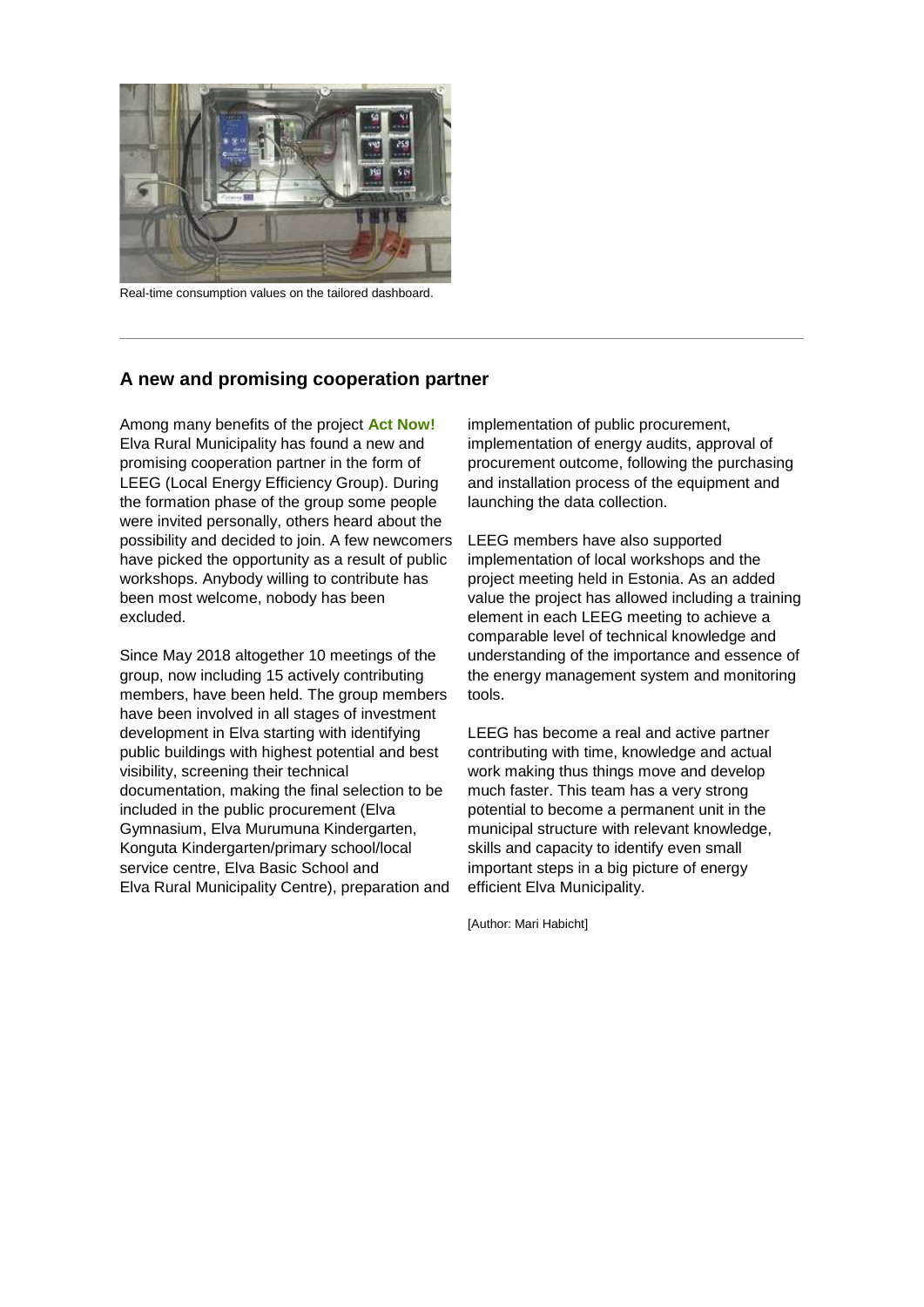Real-time consumption values on the tailored dashboard.

---

### A new and promising cooperation partner

Among many benefits of the project **Act Now!** Elva Rural Municipality has found a new and promising cooperation partner in the form of LEEG (Local Energy Efficiency Group). During the formation phase of the group some people were invited personally, others heard about the possibility and decided to join. A few newcomers have picked the opportunity as a result of public workshops. Anybody willing to contribute has been most welcome, nobody has been excluded.

Since May 2018 altogether 10 meetings of the group, now including 15 actively contributing members, have been held. The group members have been involved in all stages of investment development in Elva starting with identifying public buildings with highest potential and best visibility, screening their technical documentation, making the final selection to be included in the public procurement (Elva Gymnasium, Elva Murumuna Kindergarten, Konguta Kindergarten/primary school/local service centre, Elva Basic School and Elva Rural Municipality Centre), preparation and implementation of public procurement, implementation of energy audits, approval of procurement outcome, following the purchasing and installation process of the equipment and launching the data collection.

LEEG members have also supported implementation of local workshops and the project meeting held in Estonia. As an added value the project has allowed including a training element in each LEEG meeting to achieve a comparable level of technical knowledge and understanding of the importance and essence of the energy management system and monitoring tools.

LEEG has become a real and active partner contributing with time, knowledge and actual work making thus things move and develop much faster. This team has a very strong potential to become a permanent unit in the municipal structure with relevant knowledge, skills and capacity to identify even small important steps in a big picture of energy efficient Elva Municipality.

[Author: Mari Habicht]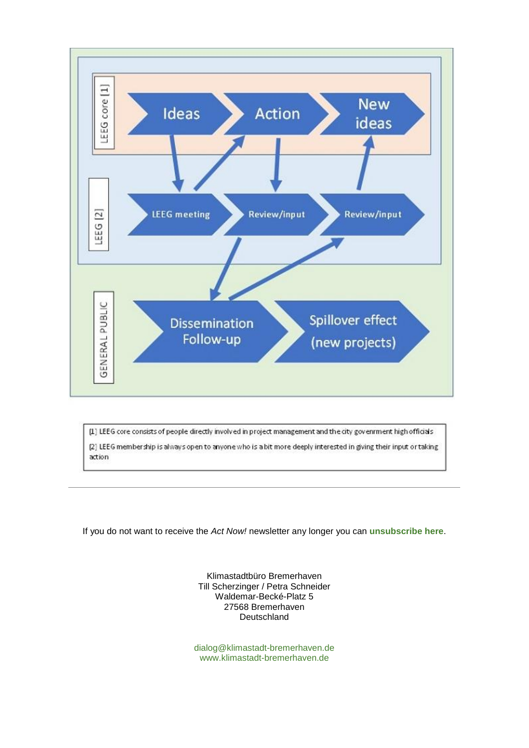LEEG core [1]

Ideas

Action

New ideas

LEEG [2]

LEEG meeting

Review/input

Review/input

GENERAL PUBLIC

Dissemination Follow-up

Spillover effect (new projects)

[1] LEEG core consists of people directly involved in project management and the city government high officials

[2] LEEG membership is always open to anyone who is a bit more deeply interested in giving their input or taking action

---

If you do not want to receive the *Act Now!* newsletter any longer you can **unsubscribe here**.

Klimastadtbüro Bremerhaven
Till Scherzinger / Petra Schneider
Waldemar-Becké-Platz 5
27568 Bremerhaven
Deutschland

dialog@klimastadt-bremerhaven.de
www.klimastadt-bremerhaven.de